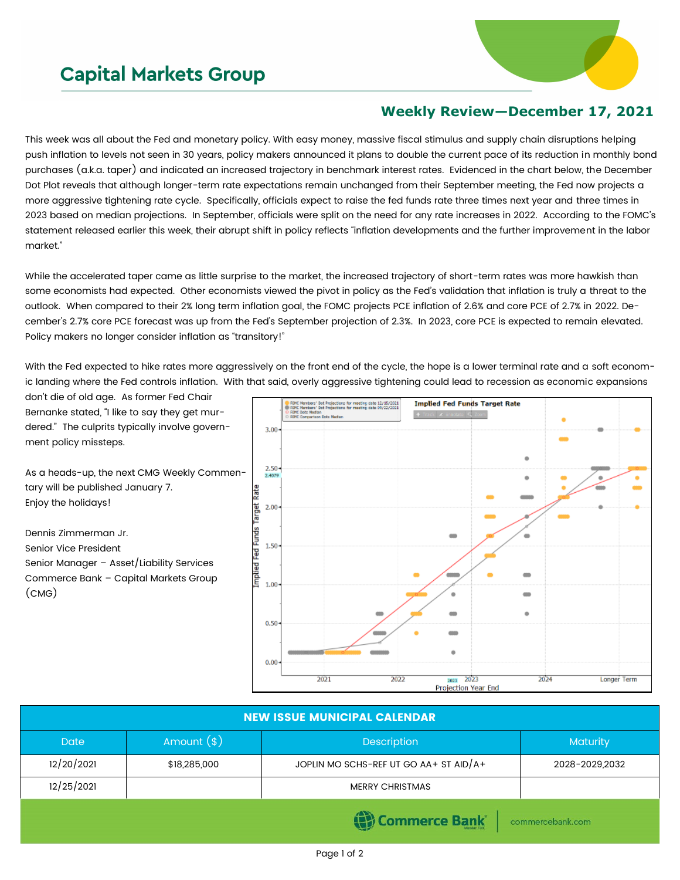# Capital Markets Group

## Weekly Review—December 17, 2021

This week was all about the Fed and monetary policy. With easy money, massive fiscal stimulus and supply chain disruptions helping push inflation to levels not seen in 30 years, policy makers announced it plans to double the current pace of its reduction in monthly bond purchases (a.k.a. taper) and indicated an increased trajectory in benchmark interest rates. Evidenced in the chart below, the December Dot Plot reveals that although longer-term rate expectations remain unchanged from their September meeting, the Fed now projects a more aggressive tightening rate cycle. Specifically, officials expect to raise the fed funds rate three times next year and three times in 2023 based on median projections. In September, officials were split on the need for any rate increases in 2022. According to the FOMC's statement released earlier this week, their abrupt shift in policy reflects "inflation developments and the further improvement in the labor market."

While the accelerated taper came as little surprise to the market, the increased trajectory of short-term rates was more hawkish than some economists had expected. Other economists viewed the pivot in policy as the Fed's validation that inflation is truly a threat to the outlook. When compared to their 2% long term inflation goal, the FOMC projects PCE inflation of 2.6% and core PCE of 2.7% in 2022. December's 2.7% core PCE forecast was up from the Fed's September projection of 2.3%. In 2023, core PCE is expected to remain elevated. Policy makers no longer consider inflation as "transitory!"

With the Fed expected to hike rates more aggressively on the front end of the cycle, the hope is a lower terminal rate and a soft economic landing where the Fed controls inflation. With that said, overly aggressive tightening could lead to recession as economic expansions don't die of old age. As former Fed Chair Bernanke stated, "I like to say they get murdered." The culprits typically involve government policy missteps.

As a heads-up, the next CMG Weekly Commentary will be published January 7.
Enjoy the holidays!

Dennis Zimmerman Jr.
Senior Vice President
Senior Manager – Asset/Liability Services
Commerce Bank – Capital Markets Group (CMG)

| NEW ISSUE MUNICIPAL CALENDAR | | | |
|---|---|---|---|
| Date | Amount ($) | Description | Maturity |
| 12/20/2021 | $18,285,000 | JOPLIN MO SCHS-REF UT GO AA+ ST AID/A+ | 2028-2029,2032 |
| 12/25/2021 | | MERRY CHRISTMAS | |

Commerce Bank | commercebank.com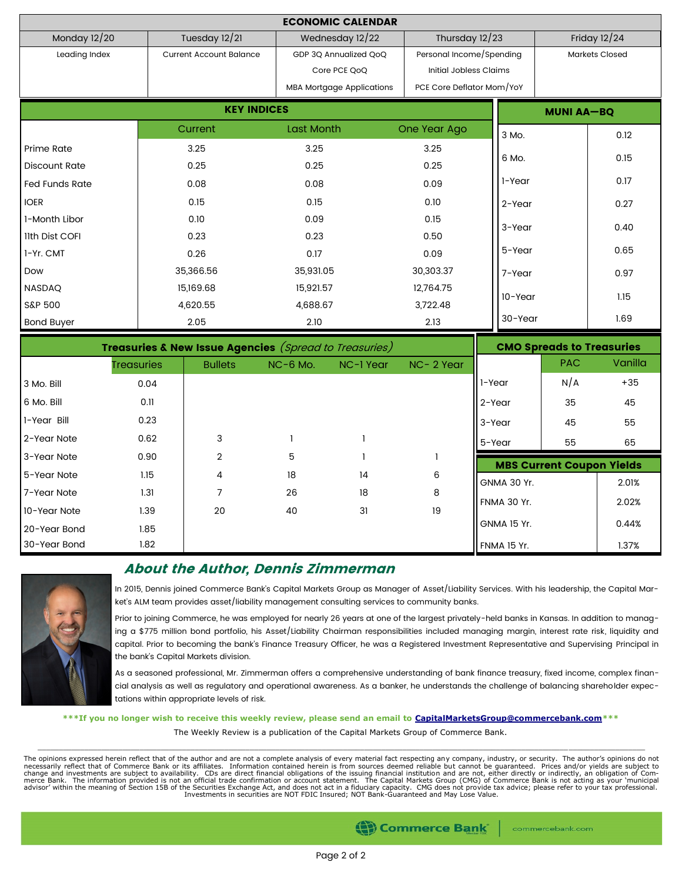## ECONOMIC CALENDAR

| Monday 12/20 | Tuesday 12/21 | Wednesday 12/22 | Thursday 12/23 | Friday 12/24 |
|---|---|---|---|---|
| Leading Index | Current Account Balance | GDP 3Q Annualized QoQ | Personal Income/Spending | Markets Closed |
| | | Core PCE QoQ | Initial Jobless Claims | |
| | | MBA Mortgage Applications | PCE Core Deflator Mom/YoY | |

## KEY INDICES

| | Current | Last Month | One Year Ago |
|---|---|---|---|
| Prime Rate | 3.25 | 3.25 | 3.25 |
| Discount Rate | 0.25 | 0.25 | 0.25 |
| Fed Funds Rate | 0.08 | 0.08 | 0.09 |
| IOER | 0.15 | 0.15 | 0.10 |
| 1-Month Libor | 0.10 | 0.09 | 0.15 |
| 11th Dist COFI | 0.23 | 0.23 | 0.50 |
| 1-Yr. CMT | 0.26 | 0.17 | 0.09 |
| Dow | 35,366.56 | 35,931.05 | 30,303.37 |
| NASDAQ | 15,169.68 | 15,921.57 | 12,764.75 |
| S&P 500 | 4,620.55 | 4,688.67 | 3,722.48 |
| Bond Buyer | 2.05 | 2.10 | 2.13 |

## MUNI AA—BQ

| | |
|---|---|
| 3 Mo. | 0.12 |
| 6 Mo. | 0.15 |
| 1-Year | 0.17 |
| 2-Year | 0.27 |
| 3-Year | 0.40 |
| 5-Year | 0.65 |
| 7-Year | 0.97 |
| 10-Year | 1.15 |
| 30-Year | 1.69 |

## Treasuries & New Issue Agencies *(Spread to Treasuries)*

| | Treasuries | Bullets | NC-6 Mo. | NC-1 Year | NC- 2 Year |
|---|---|---|---|---|---|
| 3 Mo. Bill | 0.04 | | | | |
| 6 Mo. Bill | 0.11 | | | | |
| 1-Year Bill | 0.23 | | | | |
| 2-Year Note | 0.62 | 3 | 1 | 1 | |
| 3-Year Note | 0.90 | 2 | 5 | 1 | 1 |
| 5-Year Note | 1.15 | 4 | 18 | 14 | 6 |
| 7-Year Note | 1.31 | 7 | 26 | 18 | 8 |
| 10-Year Note | 1.39 | 20 | 40 | 31 | 19 |
| 20-Year Bond | 1.85 | | | | |
| 30-Year Bond | 1.82 | | | | |

## CMO Spreads to Treasuries

| | PAC | Vanilla |
|---|---|---|
| 1-Year | N/A | +35 |
| 2-Year | 35 | 45 |
| 3-Year | 45 | 55 |
| 5-Year | 55 | 65 |

## MBS Current Coupon Yields

| | |
|---|---|
| GNMA 30 Yr. | 2.01% |
| FNMA 30 Yr. | 2.02% |
| GNMA 15 Yr. | 0.44% |
| FNMA 15 Yr. | 1.37% |

## *About the Author, Dennis Zimmerman*

In 2015, Dennis joined Commerce Bank's Capital Markets Group as Manager of Asset/Liability Services. With his leadership, the Capital Market's ALM team provides asset/liability management consulting services to community banks.

Prior to joining Commerce, he was employed for nearly 26 years at one of the largest privately-held banks in Kansas. In addition to managing a $775 million bond portfolio, his Asset/Liability Chairman responsibilities included managing margin, interest rate risk, liquidity and capital. Prior to becoming the bank's Finance Treasury Officer, he was a Registered Investment Representative and Supervising Principal in the bank's Capital Markets division.

As a seasoned professional, Mr. Zimmerman offers a comprehensive understanding of bank finance treasury, fixed income, complex financial analysis as well as regulatory and operational awareness. As a banker, he understands the challenge of balancing shareholder expectations within appropriate levels of risk.

**\*\*\*If you no longer wish to receive this weekly review, please send an email to CapitalMarketsGroup@commercebank.com\*\*\***

The Weekly Review is a publication of the Capital Markets Group of Commerce Bank.

The opinions expressed herein reflect that of the author and are not a complete analysis of every material fact respecting any company, industry, or security. The author's opinions do not necessarily reflect that of Commerce Bank or its affiliates. Information contained herein is from sources deemed reliable but cannot be guaranteed. Prices and/or yields are subject to change and investments are subject to availability. CDs are direct financial obligations of the issuing financial institution and are not, either directly or indirectly, an obligation of Commerce Bank. The information provided is not an official trade confirmation or account statement. The Capital Markets Group (CMG) of Commerce Bank is not acting as your 'municipal advisor' within the meaning of Section 15B of the Securities Exchange Act, and does not act in a fiduciary capacity. CMG does not provide tax advice; please refer to your tax professional. Investments in securities are NOT FDIC Insured; NOT Bank-Guaranteed and May Lose Value.

Commerce Bank | commercebank.com